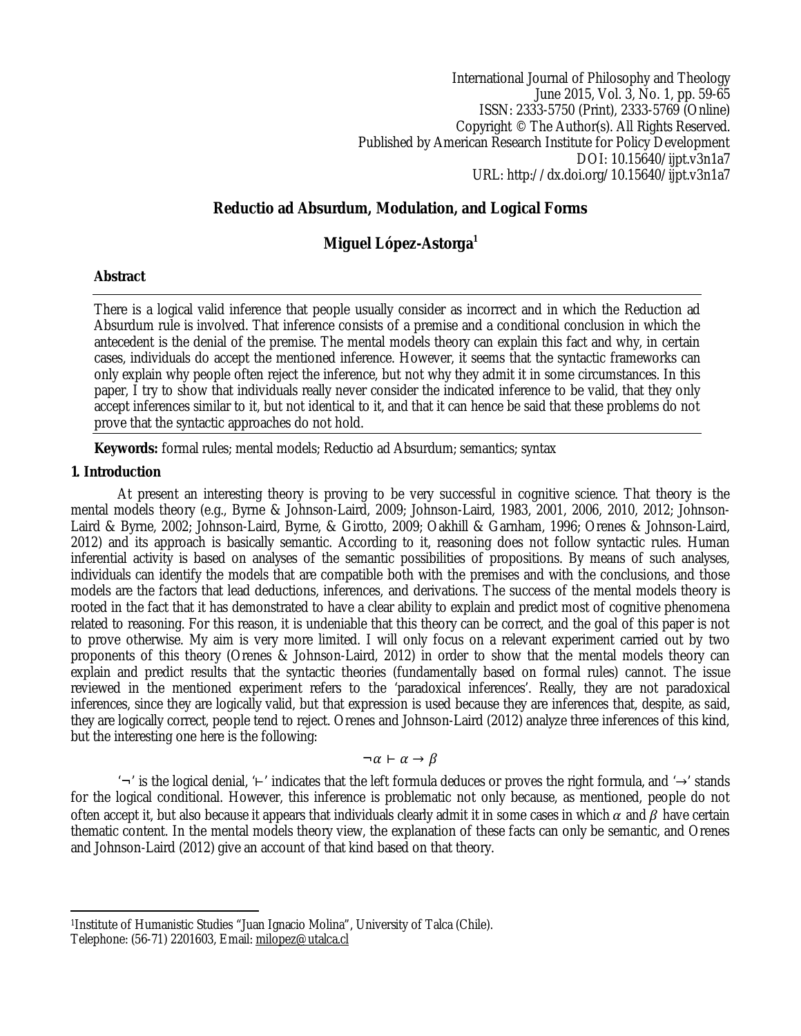International Journal of Philosophy and Theology
June 2015, Vol. 3, No. 1, pp. 59-65
ISSN: 2333-5750 (Print), 2333-5769 (Online)
Copyright © The Author(s). All Rights Reserved.
Published by American Research Institute for Policy Development
DOI: 10.15640/ijpt.v3n1a7
URL: http://dx.doi.org/10.15640/ijpt.v3n1a7

# Reductio ad Absurdum, Modulation, and Logical Forms

## Miguel López-Astorga[1]

### Abstract

There is a logical valid inference that people usually consider as incorrect and in which the Reduction ad Absurdum rule is involved. That inference consists of a premise and a conditional conclusion in which the antecedent is the denial of the premise. The mental models theory can explain this fact and why, in certain cases, individuals do accept the mentioned inference. However, it seems that the syntactic frameworks can only explain why people often reject the inference, but not why they admit it in some circumstances. In this paper, I try to show that individuals really never consider the indicated inference to be valid, that they only accept inferences similar to it, but not identical to it, and that it can hence be said that these problems do not prove that the syntactic approaches do not hold.

**Keywords:** formal rules; mental models; Reductio ad Absurdum; semantics; syntax

### 1. Introduction

At present an interesting theory is proving to be very successful in cognitive science. That theory is the mental models theory (e.g., Byrne & Johnson-Laird, 2009; Johnson-Laird, 1983, 2001, 2006, 2010, 2012; Johnson-Laird & Byrne, 2002; Johnson-Laird, Byrne, & Girotto, 2009; Oakhill & Garnham, 1996; Orenes & Johnson-Laird, 2012) and its approach is basically semantic. According to it, reasoning does not follow syntactic rules. Human inferential activity is based on analyses of the semantic possibilities of propositions. By means of such analyses, individuals can identify the models that are compatible both with the premises and with the conclusions, and those models are the factors that lead deductions, inferences, and derivations. The success of the mental models theory is rooted in the fact that it has demonstrated to have a clear ability to explain and predict most of cognitive phenomena related to reasoning. For this reason, it is undeniable that this theory can be correct, and the goal of this paper is not to prove otherwise. My aim is very more limited. I will only focus on a relevant experiment carried out by two proponents of this theory (Orenes & Johnson-Laird, 2012) in order to show that the mental models theory can explain and predict results that the syntactic theories (fundamentally based on formal rules) cannot. The issue reviewed in the mentioned experiment refers to the 'paradoxical inferences'. Really, they are not paradoxical inferences, since they are logically valid, but that expression is used because they are inferences that, despite, as said, they are logically correct, people tend to reject. Orenes and Johnson-Laird (2012) analyze three inferences of this kind, but the interesting one here is the following:

$$\neg\alpha \vdash \alpha \rightarrow \beta$$

'$\neg$' is the logical denial, '$\vdash$' indicates that the left formula deduces or proves the right formula, and '$\rightarrow$' stands for the logical conditional. However, this inference is problematic not only because, as mentioned, people do not often accept it, but also because it appears that individuals clearly admit it in some cases in which $\alpha$ and $\beta$ have certain thematic content. In the mental models theory view, the explanation of these facts can only be semantic, and Orenes and Johnson-Laird (2012) give an account of that kind based on that theory.

[1]Institute of Humanistic Studies "Juan Ignacio Molina", University of Talca (Chile).
Telephone: (56-71) 2201603, Email: milopez@utalca.cl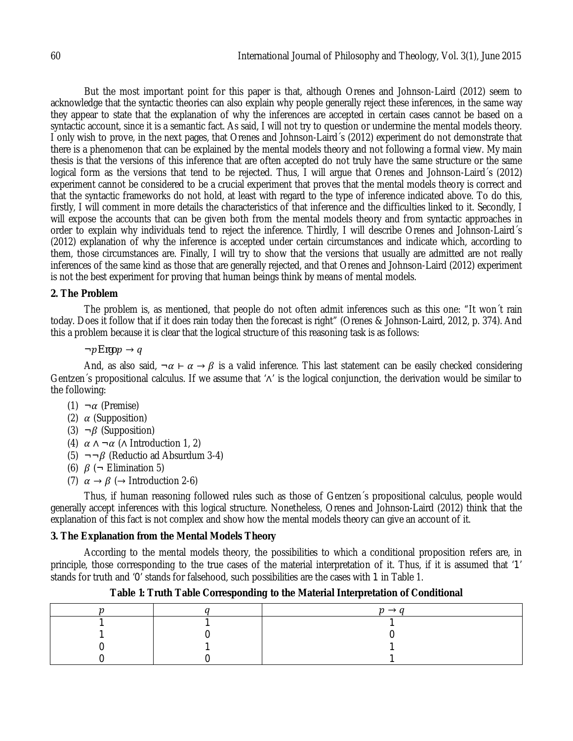But the most important point for this paper is that, although Orenes and Johnson-Laird (2012) seem to acknowledge that the syntactic theories can also explain why people generally reject these inferences, in the same way they appear to state that the explanation of why the inferences are accepted in certain cases cannot be based on a syntactic account, since it is a semantic fact. As said, I will not try to question or undermine the mental models theory. I only wish to prove, in the next pages, that Orenes and Johnson-Laird´s (2012) experiment do not demonstrate that there is a phenomenon that can be explained by the mental models theory and not following a formal view. My main thesis is that the versions of this inference that are often accepted do not truly have the same structure or the same logical form as the versions that tend to be rejected. Thus, I will argue that Orenes and Johnson-Laird´s (2012) experiment cannot be considered to be a crucial experiment that proves that the mental models theory is correct and that the syntactic frameworks do not hold, at least with regard to the type of inference indicated above. To do this, firstly, I will comment in more details the characteristics of that inference and the difficulties linked to it. Secondly, I will expose the accounts that can be given both from the mental models theory and from syntactic approaches in order to explain why individuals tend to reject the inference. Thirdly, I will describe Orenes and Johnson-Laird´s (2012) explanation of why the inference is accepted under certain circumstances and indicate which, according to them, those circumstances are. Finally, I will try to show that the versions that usually are admitted are not really inferences of the same kind as those that are generally rejected, and that Orenes and Johnson-Laird (2012) experiment is not the best experiment for proving that human beings think by means of mental models.

## 2. The Problem

The problem is, as mentioned, that people do not often admit inferences such as this one: "It won´t rain today. Does it follow that if it does rain today then the forecast is right" (Orenes & Johnson-Laird, 2012, p. 374). And this a problem because it is clear that the logical structure of this reasoning task is as follows:

$\neg p$ Ergo $p \rightarrow q$

And, as also said, $\neg \alpha \vdash \alpha \rightarrow \beta$ is a valid inference. This last statement can be easily checked considering Gentzen´s propositional calculus. If we assume that '$\wedge$' is the logical conjunction, the derivation would be similar to the following:

(1) $\neg \alpha$ (Premise)
(2) $\alpha$ (Supposition)
(3) $\neg \beta$ (Supposition)
(4) $\alpha \wedge \neg \alpha$ ($\wedge$ Introduction 1, 2)
(5) $\neg \neg \beta$ (Reductio ad Absurdum 3-4)
(6) $\beta$ ($\neg$ Elimination 5)
(7) $\alpha \rightarrow \beta$ ($\rightarrow$ Introduction 2-6)

Thus, if human reasoning followed rules such as those of Gentzen´s propositional calculus, people would generally accept inferences with this logical structure. Nonetheless, Orenes and Johnson-Laird (2012) think that the explanation of this fact is not complex and show how the mental models theory can give an account of it.

## 3. The Explanation from the Mental Models Theory

According to the mental models theory, the possibilities to which a conditional proposition refers are, in principle, those corresponding to the true cases of the material interpretation of it. Thus, if it is assumed that '1' stands for truth and '0' stands for falsehood, such possibilities are the cases with 1 in Table 1.

**Table 1: Truth Table Corresponding to the Material Interpretation of Conditional**

| $p$ | $q$ | $p \rightarrow q$ |
|---|---|---|
| 1 | 1 | 1 |
| 1 | 0 | 0 |
| 0 | 1 | 1 |
| 0 | 0 | 1 |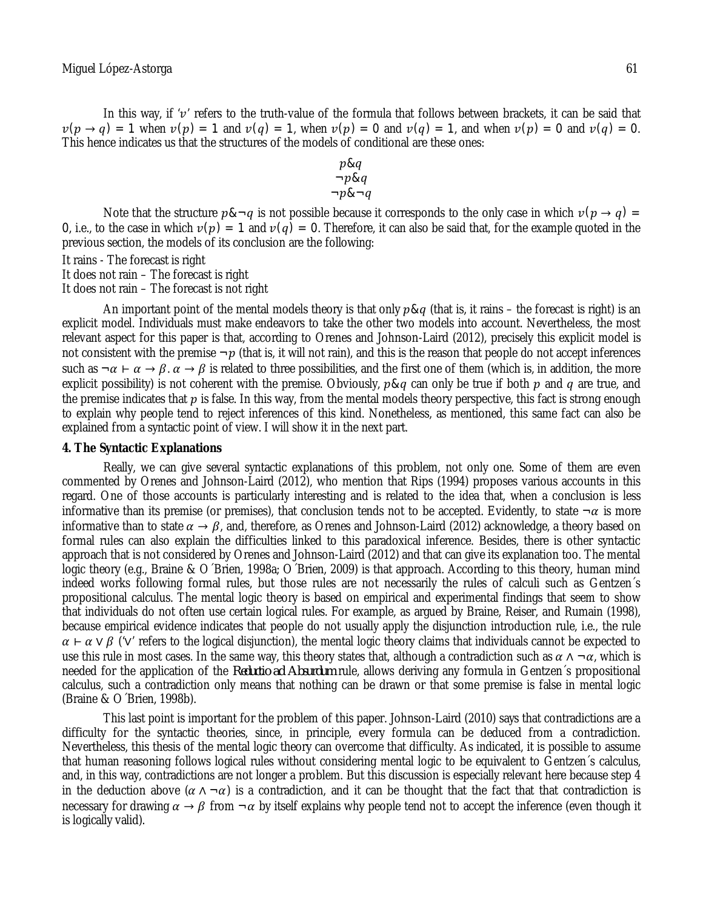In this way, if '$v$' refers to the truth-value of the formula that follows between brackets, it can be said that $v(p \rightarrow q) = 1$ when $v(p) = 1$ and $v(q) = 1$, when $v(p) = 0$ and $v(q) = 1$, and when $v(p) = 0$ and $v(q) = 0$. This hence indicates us that the structures of the models of conditional are these ones:

$$p\&q$$
$$\neg p\&q$$
$$\neg p\&\neg q$$

Note that the structure $p\&\neg q$ is not possible because it corresponds to the only case in which $v(p \rightarrow q) = 0$, i.e., to the case in which $v(p) = 1$ and $v(q) = 0$. Therefore, it can also be said that, for the example quoted in the previous section, the models of its conclusion are the following:

It rains - The forecast is right
It does not rain – The forecast is right
It does not rain – The forecast is not right

An important point of the mental models theory is that only $p\&q$ (that is, it rains – the forecast is right) is an explicit model. Individuals must make endeavors to take the other two models into account. Nevertheless, the most relevant aspect for this paper is that, according to Orenes and Johnson-Laird (2012), precisely this explicit model is not consistent with the premise $\neg p$ (that is, it will not rain), and this is the reason that people do not accept inferences such as $\neg\alpha \vdash \alpha \rightarrow \beta$. $\alpha \rightarrow \beta$ is related to three possibilities, and the first one of them (which is, in addition, the more explicit possibility) is not coherent with the premise. Obviously, $p\&q$ can only be true if both $p$ and $q$ are true, and the premise indicates that $p$ is false. In this way, from the mental models theory perspective, this fact is strong enough to explain why people tend to reject inferences of this kind. Nonetheless, as mentioned, this same fact can also be explained from a syntactic point of view. I will show it in the next part.

## 4. The Syntactic Explanations

Really, we can give several syntactic explanations of this problem, not only one. Some of them are even commented by Orenes and Johnson-Laird (2012), who mention that Rips (1994) proposes various accounts in this regard. One of those accounts is particularly interesting and is related to the idea that, when a conclusion is less informative than its premise (or premises), that conclusion tends not to be accepted. Evidently, to state $\neg\alpha$ is more informative than to state $\alpha \rightarrow \beta$, and, therefore, as Orenes and Johnson-Laird (2012) acknowledge, a theory based on formal rules can also explain the difficulties linked to this paradoxical inference. Besides, there is other syntactic approach that is not considered by Orenes and Johnson-Laird (2012) and that can give its explanation too. The mental logic theory (e.g., Braine & O´Brien, 1998a; O´Brien, 2009) is that approach. According to this theory, human mind indeed works following formal rules, but those rules are not necessarily the rules of calculi such as Gentzen´s propositional calculus. The mental logic theory is based on empirical and experimental findings that seem to show that individuals do not often use certain logical rules. For example, as argued by Braine, Reiser, and Rumain (1998), because empirical evidence indicates that people do not usually apply the disjunction introduction rule, i.e., the rule $\alpha \vdash \alpha \vee \beta$ ('$\vee$' refers to the logical disjunction), the mental logic theory claims that individuals cannot be expected to use this rule in most cases. In the same way, this theory states that, although a contradiction such as $\alpha \wedge \neg\alpha$, which is needed for the application of the *Reductio ad Absurdum* rule, allows deriving any formula in Gentzen´s propositional calculus, such a contradiction only means that nothing can be drawn or that some premise is false in mental logic (Braine & O´Brien, 1998b).

This last point is important for the problem of this paper. Johnson-Laird (2010) says that contradictions are a difficulty for the syntactic theories, since, in principle, every formula can be deduced from a contradiction. Nevertheless, this thesis of the mental logic theory can overcome that difficulty. As indicated, it is possible to assume that human reasoning follows logical rules without considering mental logic to be equivalent to Gentzen´s calculus, and, in this way, contradictions are not longer a problem. But this discussion is especially relevant here because step 4 in the deduction above ($\alpha \wedge \neg\alpha$) is a contradiction, and it can be thought that the fact that that contradiction is necessary for drawing $\alpha \rightarrow \beta$ from $\neg\alpha$ by itself explains why people tend not to accept the inference (even though it is logically valid).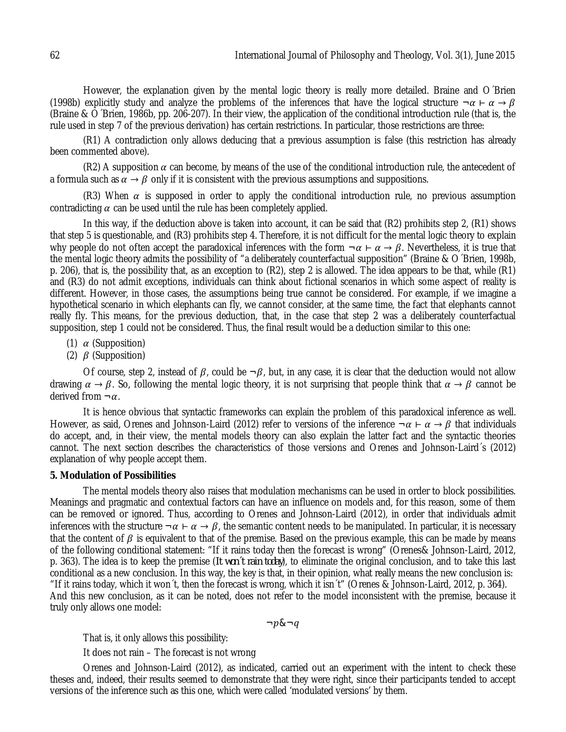However, the explanation given by the mental logic theory is really more detailed. Braine and O´Brien (1998b) explicitly study and analyze the problems of the inferences that have the logical structure $\neg\alpha \vdash \alpha \rightarrow \beta$ (Braine & O´Brien, 1986b, pp. 206-207). In their view, the application of the conditional introduction rule (that is, the rule used in step 7 of the previous derivation) has certain restrictions. In particular, those restrictions are three:

(R1) A contradiction only allows deducing that a previous assumption is false (this restriction has already been commented above).

(R2) A supposition $\alpha$ can become, by means of the use of the conditional introduction rule, the antecedent of a formula such as $\alpha \rightarrow \beta$ only if it is consistent with the previous assumptions and suppositions.

(R3) When $\alpha$ is supposed in order to apply the conditional introduction rule, no previous assumption contradicting $\alpha$ can be used until the rule has been completely applied.

In this way, if the deduction above is taken into account, it can be said that (R2) prohibits step 2, (R1) shows that step 5 is questionable, and (R3) prohibits step 4. Therefore, it is not difficult for the mental logic theory to explain why people do not often accept the paradoxical inferences with the form $\neg\alpha \vdash \alpha \rightarrow \beta$. Nevertheless, it is true that the mental logic theory admits the possibility of "a deliberately counterfactual supposition" (Braine & O´Brien, 1998b, p. 206), that is, the possibility that, as an exception to (R2), step 2 is allowed. The idea appears to be that, while (R1) and (R3) do not admit exceptions, individuals can think about fictional scenarios in which some aspect of reality is different. However, in those cases, the assumptions being true cannot be considered. For example, if we imagine a hypothetical scenario in which elephants can fly, we cannot consider, at the same time, the fact that elephants cannot really fly. This means, for the previous deduction, that, in the case that step 2 was a deliberately counterfactual supposition, step 1 could not be considered. Thus, the final result would be a deduction similar to this one:

(1) $\alpha$ (Supposition)
(2) $\beta$ (Supposition)

Of course, step 2, instead of $\beta$, could be $\neg\beta$, but, in any case, it is clear that the deduction would not allow drawing $\alpha \rightarrow \beta$. So, following the mental logic theory, it is not surprising that people think that $\alpha \rightarrow \beta$ cannot be derived from $\neg\alpha$.

It is hence obvious that syntactic frameworks can explain the problem of this paradoxical inference as well. However, as said, Orenes and Johnson-Laird (2012) refer to versions of the inference $\neg\alpha \vdash \alpha \rightarrow \beta$ that individuals do accept, and, in their view, the mental models theory can also explain the latter fact and the syntactic theories cannot. The next section describes the characteristics of those versions and Orenes and Johnson-Laird´s (2012) explanation of why people accept them.

**5. Modulation of Possibilities**

The mental models theory also raises that modulation mechanisms can be used in order to block possibilities. Meanings and pragmatic and contextual factors can have an influence on models and, for this reason, some of them can be removed or ignored. Thus, according to Orenes and Johnson-Laird (2012), in order that individuals admit inferences with the structure $\neg\alpha \vdash \alpha \rightarrow \beta$, the semantic content needs to be manipulated. In particular, it is necessary that the content of $\beta$ is equivalent to that of the premise. Based on the previous example, this can be made by means of the following conditional statement: "If it rains today then the forecast is wrong" (Orenes& Johnson-Laird, 2012, p. 363). The idea is to keep the premise (*It won´t rain today*), to eliminate the original conclusion, and to take this last conditional as a new conclusion. In this way, the key is that, in their opinion, what really means the new conclusion is: "If it rains today, which it won´t, then the forecast is wrong, which it isn´t" (Orenes & Johnson-Laird, 2012, p. 364). And this new conclusion, as it can be noted, does not refer to the model inconsistent with the premise, because it truly only allows one model:

$$\neg p \& \neg q$$

That is, it only allows this possibility:

It does not rain – The forecast is not wrong

Orenes and Johnson-Laird (2012), as indicated, carried out an experiment with the intent to check these theses and, indeed, their results seemed to demonstrate that they were right, since their participants tended to accept versions of the inference such as this one, which were called 'modulated versions' by them.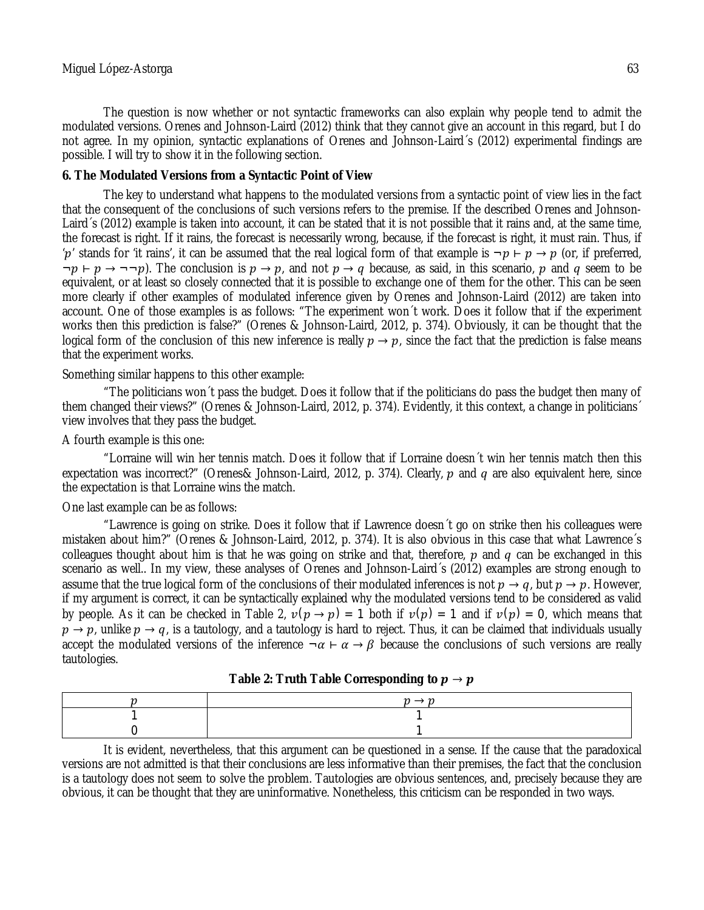The question is now whether or not syntactic frameworks can also explain why people tend to admit the modulated versions. Orenes and Johnson-Laird (2012) think that they cannot give an account in this regard, but I do not agree. In my opinion, syntactic explanations of Orenes and Johnson-Laird´s (2012) experimental findings are possible. I will try to show it in the following section.

**6. The Modulated Versions from a Syntactic Point of View**

The key to understand what happens to the modulated versions from a syntactic point of view lies in the fact that the consequent of the conclusions of such versions refers to the premise. If the described Orenes and Johnson-Laird´s (2012) example is taken into account, it can be stated that it is not possible that it rains and, at the same time, the forecast is right. If it rains, the forecast is necessarily wrong, because, if the forecast is right, it must rain. Thus, if '$p$' stands for 'it rains', it can be assumed that the real logical form of that example is $\neg p \vdash p \rightarrow p$ (or, if preferred, $\neg p \vdash p \rightarrow \neg\neg p$). The conclusion is $p \rightarrow p$, and not $p \rightarrow q$ because, as said, in this scenario, $p$ and $q$ seem to be equivalent, or at least so closely connected that it is possible to exchange one of them for the other. This can be seen more clearly if other examples of modulated inference given by Orenes and Johnson-Laird (2012) are taken into account. One of those examples is as follows: "The experiment won´t work. Does it follow that if the experiment works then this prediction is false?" (Orenes & Johnson-Laird, 2012, p. 374). Obviously, it can be thought that the logical form of the conclusion of this new inference is really $p \rightarrow p$, since the fact that the prediction is false means that the experiment works.

Something similar happens to this other example:

"The politicians won´t pass the budget. Does it follow that if the politicians do pass the budget then many of them changed their views?" (Orenes & Johnson-Laird, 2012, p. 374). Evidently, it this context, a change in politicians´ view involves that they pass the budget.

A fourth example is this one:

"Lorraine will win her tennis match. Does it follow that if Lorraine doesn´t win her tennis match then this expectation was incorrect?" (Orenes& Johnson-Laird, 2012, p. 374). Clearly, $p$ and $q$ are also equivalent here, since the expectation is that Lorraine wins the match.

One last example can be as follows:

"Lawrence is going on strike. Does it follow that if Lawrence doesn´t go on strike then his colleagues were mistaken about him?" (Orenes & Johnson-Laird, 2012, p. 374). It is also obvious in this case that what Lawrence´s colleagues thought about him is that he was going on strike and that, therefore, $p$ and $q$ can be exchanged in this scenario as well.. In my view, these analyses of Orenes and Johnson-Laird´s (2012) examples are strong enough to assume that the true logical form of the conclusions of their modulated inferences is not $p \rightarrow q$, but $p \rightarrow p$. However, if my argument is correct, it can be syntactically explained why the modulated versions tend to be considered as valid by people. As it can be checked in Table 2, $v(p \rightarrow p) = 1$ both if $v(p) = 1$ and if $v(p) = 0$, which means that $p \rightarrow p$, unlike $p \rightarrow q$, is a tautology, and a tautology is hard to reject. Thus, it can be claimed that individuals usually accept the modulated versions of the inference $\neg\alpha \vdash \alpha \rightarrow \beta$ because the conclusions of such versions are really tautologies.

**Table 2: Truth Table Corresponding to $p \rightarrow p$**

| $p$ | $p \rightarrow p$ |
|---|---|
| 1 | 1 |
| 0 | 1 |

It is evident, nevertheless, that this argument can be questioned in a sense. If the cause that the paradoxical versions are not admitted is that their conclusions are less informative than their premises, the fact that the conclusion is a tautology does not seem to solve the problem. Tautologies are obvious sentences, and, precisely because they are obvious, it can be thought that they are uninformative. Nonetheless, this criticism can be responded in two ways.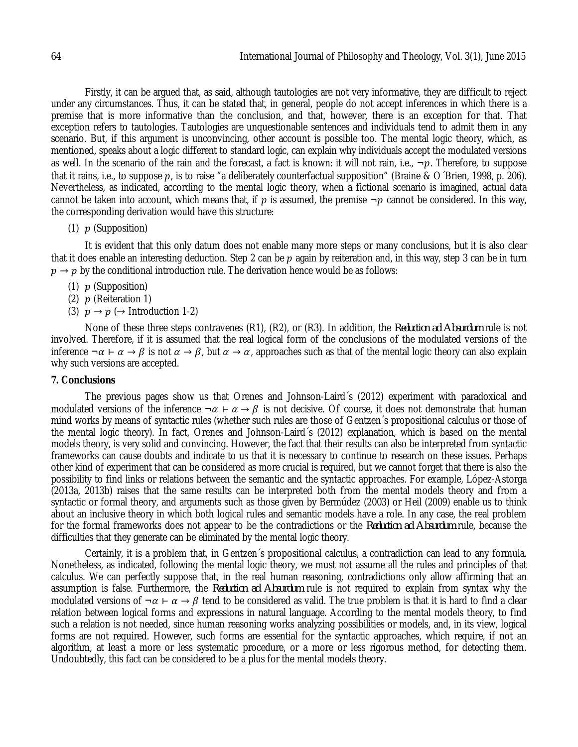Firstly, it can be argued that, as said, although tautologies are not very informative, they are difficult to reject under any circumstances. Thus, it can be stated that, in general, people do not accept inferences in which there is a premise that is more informative than the conclusion, and that, however, there is an exception for that. That exception refers to tautologies. Tautologies are unquestionable sentences and individuals tend to admit them in any scenario. But, if this argument is unconvincing, other account is possible too. The mental logic theory, which, as mentioned, speaks about a logic different to standard logic, can explain why individuals accept the modulated versions as well. In the scenario of the rain and the forecast, a fact is known: it will not rain, i.e., $\neg p$. Therefore, to suppose that it rains, i.e., to suppose $p$, is to raise "a deliberately counterfactual supposition" (Braine & O´Brien, 1998, p. 206). Nevertheless, as indicated, according to the mental logic theory, when a fictional scenario is imagined, actual data cannot be taken into account, which means that, if $p$ is assumed, the premise $\neg p$ cannot be considered. In this way, the corresponding derivation would have this structure:

(1) $p$ (Supposition)

It is evident that this only datum does not enable many more steps or many conclusions, but it is also clear that it does enable an interesting deduction. Step 2 can be $p$ again by reiteration and, in this way, step 3 can be in turn $p \rightarrow p$ by the conditional introduction rule. The derivation hence would be as follows:

(1) $p$ (Supposition)
(2) $p$ (Reiteration 1)
(3) $p \rightarrow p$ ($\rightarrow$ Introduction 1-2)

None of these three steps contravenes (R1), (R2), or (R3). In addition, the *Reduction ad Absurdum* rule is not involved. Therefore, if it is assumed that the real logical form of the conclusions of the modulated versions of the inference $\neg\alpha \vdash \alpha \rightarrow \beta$ is not $\alpha \rightarrow \beta$, but $\alpha \rightarrow \alpha$, approaches such as that of the mental logic theory can also explain why such versions are accepted.

## 7. Conclusions

The previous pages show us that Orenes and Johnson-Laird´s (2012) experiment with paradoxical and modulated versions of the inference $\neg\alpha \vdash \alpha \rightarrow \beta$ is not decisive. Of course, it does not demonstrate that human mind works by means of syntactic rules (whether such rules are those of Gentzen´s propositional calculus or those of the mental logic theory). In fact, Orenes and Johnson-Laird´s (2012) explanation, which is based on the mental models theory, is very solid and convincing. However, the fact that their results can also be interpreted from syntactic frameworks can cause doubts and indicate to us that it is necessary to continue to research on these issues. Perhaps other kind of experiment that can be considered as more crucial is required, but we cannot forget that there is also the possibility to find links or relations between the semantic and the syntactic approaches. For example, López-Astorga (2013a, 2013b) raises that the same results can be interpreted both from the mental models theory and from a syntactic or formal theory, and arguments such as those given by Bermúdez (2003) or Heil (2009) enable us to think about an inclusive theory in which both logical rules and semantic models have a role. In any case, the real problem for the formal frameworks does not appear to be the contradictions or the *Reduction ad Absurdum* rule, because the difficulties that they generate can be eliminated by the mental logic theory.

Certainly, it is a problem that, in Gentzen´s propositional calculus, a contradiction can lead to any formula. Nonetheless, as indicated, following the mental logic theory, we must not assume all the rules and principles of that calculus. We can perfectly suppose that, in the real human reasoning, contradictions only allow affirming that an assumption is false. Furthermore, the *Reduction ad Absurdum* rule is not required to explain from syntax why the modulated versions of $\neg\alpha \vdash \alpha \rightarrow \beta$ tend to be considered as valid. The true problem is that it is hard to find a clear relation between logical forms and expressions in natural language. According to the mental models theory, to find such a relation is not needed, since human reasoning works analyzing possibilities or models, and, in its view, logical forms are not required. However, such forms are essential for the syntactic approaches, which require, if not an algorithm, at least a more or less systematic procedure, or a more or less rigorous method, for detecting them. Undoubtedly, this fact can be considered to be a plus for the mental models theory.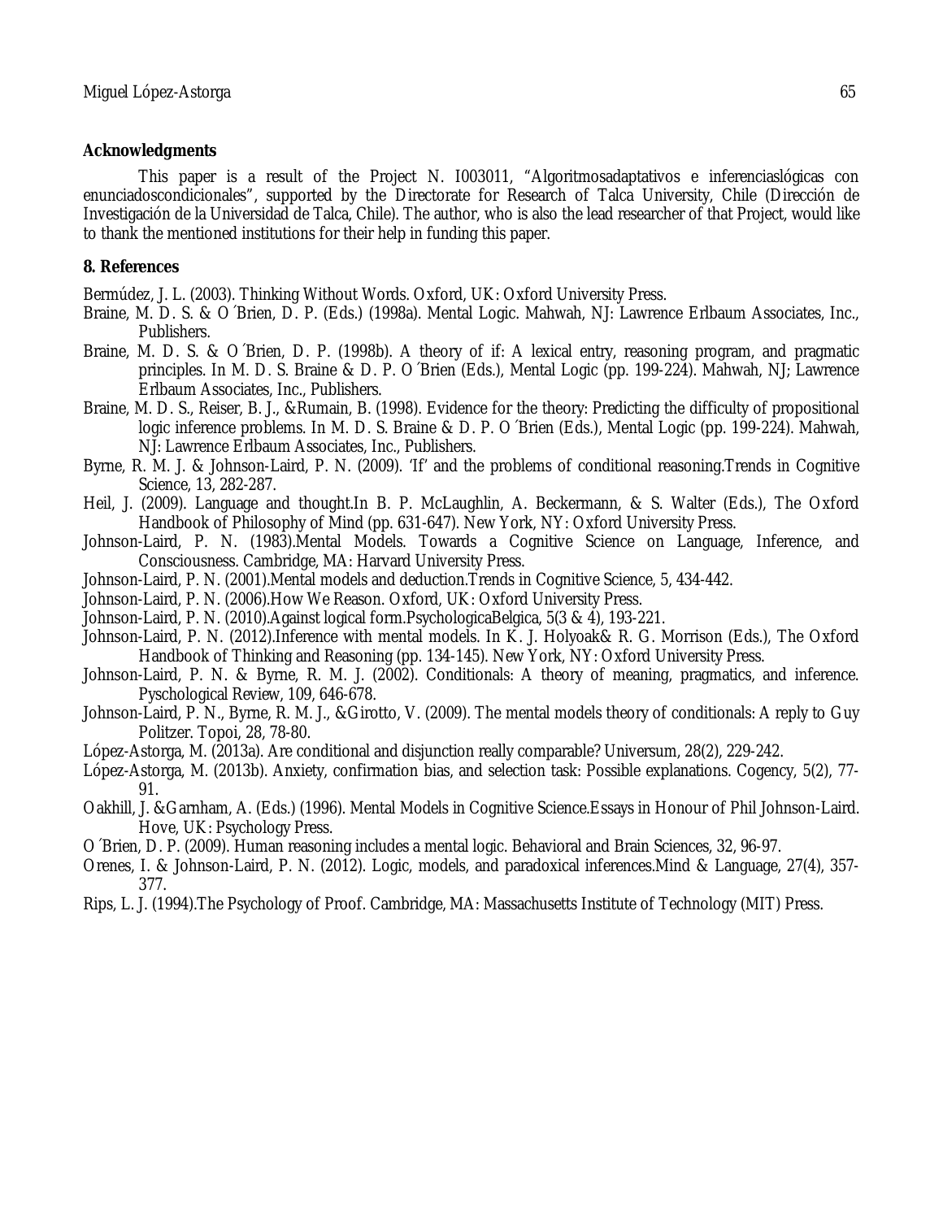## Acknowledgments

This paper is a result of the Project N. I003011, "Algoritmosadaptativos e inferenciaslógicas con enunciadoscondicionales", supported by the Directorate for Research of Talca University, Chile (Dirección de Investigación de la Universidad de Talca, Chile). The author, who is also the lead researcher of that Project, would like to thank the mentioned institutions for their help in funding this paper.

## 8. References

Bermúdez, J. L. (2003). Thinking Without Words. Oxford, UK: Oxford University Press.

Braine, M. D. S. & O´Brien, D. P. (Eds.) (1998a). Mental Logic. Mahwah, NJ: Lawrence Erlbaum Associates, Inc., Publishers.

Braine, M. D. S. & O´Brien, D. P. (1998b). A theory of if: A lexical entry, reasoning program, and pragmatic principles. In M. D. S. Braine & D. P. O´Brien (Eds.), Mental Logic (pp. 199-224). Mahwah, NJ; Lawrence Erlbaum Associates, Inc., Publishers.

Braine, M. D. S., Reiser, B. J., &Rumain, B. (1998). Evidence for the theory: Predicting the difficulty of propositional logic inference problems. In M. D. S. Braine & D. P. O´Brien (Eds.), Mental Logic (pp. 199-224). Mahwah, NJ: Lawrence Erlbaum Associates, Inc., Publishers.

Byrne, R. M. J. & Johnson-Laird, P. N. (2009). 'If' and the problems of conditional reasoning.Trends in Cognitive Science, 13, 282-287.

Heil, J. (2009). Language and thought.In B. P. McLaughlin, A. Beckermann, & S. Walter (Eds.), The Oxford Handbook of Philosophy of Mind (pp. 631-647). New York, NY: Oxford University Press.

Johnson-Laird, P. N. (1983).Mental Models. Towards a Cognitive Science on Language, Inference, and Consciousness. Cambridge, MA: Harvard University Press.

Johnson-Laird, P. N. (2001).Mental models and deduction.Trends in Cognitive Science, 5, 434-442.

Johnson-Laird, P. N. (2006).How We Reason. Oxford, UK: Oxford University Press.

Johnson-Laird, P. N. (2010).Against logical form.PsychologicaBelgica, 5(3 & 4), 193-221.

Johnson-Laird, P. N. (2012).Inference with mental models. In K. J. Holyoak& R. G. Morrison (Eds.), The Oxford Handbook of Thinking and Reasoning (pp. 134-145). New York, NY: Oxford University Press.

Johnson-Laird, P. N. & Byrne, R. M. J. (2002). Conditionals: A theory of meaning, pragmatics, and inference. Pyschological Review, 109, 646-678.

Johnson-Laird, P. N., Byrne, R. M. J., &Girotto, V. (2009). The mental models theory of conditionals: A reply to Guy Politzer. Topoi, 28, 78-80.

López-Astorga, M. (2013a). Are conditional and disjunction really comparable? Universum, 28(2), 229-242.

López-Astorga, M. (2013b). Anxiety, confirmation bias, and selection task: Possible explanations. Cogency, 5(2), 77-91.

Oakhill, J. &Garnham, A. (Eds.) (1996). Mental Models in Cognitive Science.Essays in Honour of Phil Johnson-Laird. Hove, UK: Psychology Press.

O´Brien, D. P. (2009). Human reasoning includes a mental logic. Behavioral and Brain Sciences, 32, 96-97.

Orenes, I. & Johnson-Laird, P. N. (2012). Logic, models, and paradoxical inferences.Mind & Language, 27(4), 357-377.

Rips, L. J. (1994).The Psychology of Proof. Cambridge, MA: Massachusetts Institute of Technology (MIT) Press.